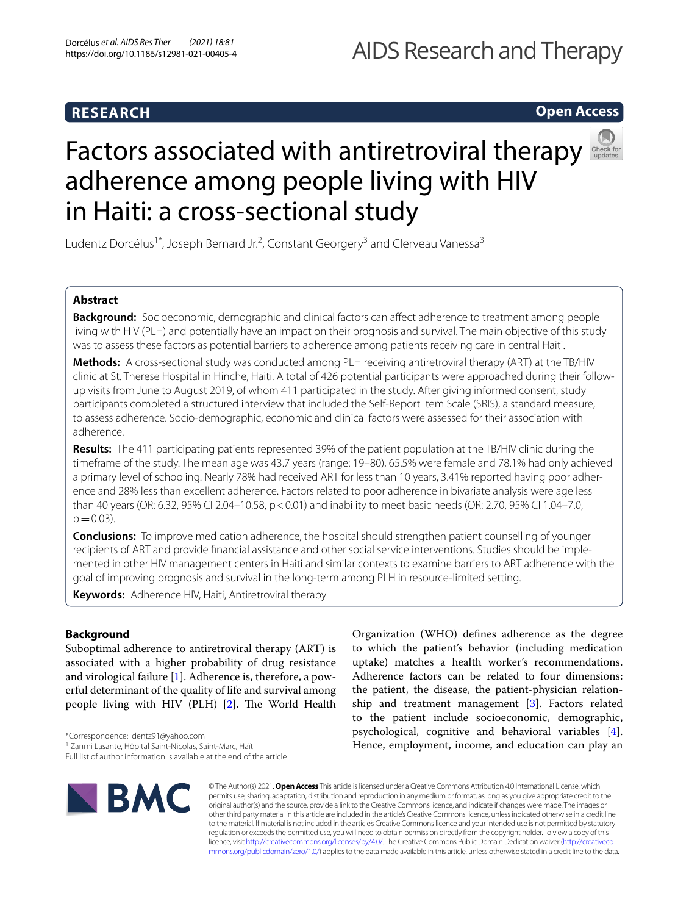RESEARCH

Open Access

# Factors associated with antiretroviral therapy adherence among people living with HIV in Haiti: a cross-sectional study

Ludentz Dorcélus[1*], Joseph Bernard Jr.[2], Constant Georgery[3] and Clerveau Vanessa[3]

## Abstract

**Background:** Socioeconomic, demographic and clinical factors can affect adherence to treatment among people living with HIV (PLH) and potentially have an impact on their prognosis and survival. The main objective of this study was to assess these factors as potential barriers to adherence among patients receiving care in central Haiti.

**Methods:** A cross-sectional study was conducted among PLH receiving antiretroviral therapy (ART) at the TB/HIV clinic at St. Therese Hospital in Hinche, Haiti. A total of 426 potential participants were approached during their follow-up visits from June to August 2019, of whom 411 participated in the study. After giving informed consent, study participants completed a structured interview that included the Self-Report Item Scale (SRIS), a standard measure, to assess adherence. Socio-demographic, economic and clinical factors were assessed for their association with adherence.

**Results:** The 411 participating patients represented 39% of the patient population at the TB/HIV clinic during the timeframe of the study. The mean age was 43.7 years (range: 19–80), 65.5% were female and 78.1% had only achieved a primary level of schooling. Nearly 78% had received ART for less than 10 years, 3.41% reported having poor adherence and 28% less than excellent adherence. Factors related to poor adherence in bivariate analysis were age less than 40 years (OR: 6.32, 95% CI 2.04–10.58, $p < 0.01$) and inability to meet basic needs (OR: 2.70, 95% CI 1.04–7.0, $p = 0.03$).

**Conclusions:** To improve medication adherence, the hospital should strengthen patient counselling of younger recipients of ART and provide financial assistance and other social service interventions. Studies should be implemented in other HIV management centers in Haiti and similar contexts to examine barriers to ART adherence with the goal of improving prognosis and survival in the long-term among PLH in resource-limited setting.

**Keywords:** Adherence HIV, Haiti, Antiretroviral therapy

## Background

Suboptimal adherence to antiretroviral therapy (ART) is associated with a higher probability of drug resistance and virological failure [1]. Adherence is, therefore, a powerful determinant of the quality of life and survival among people living with HIV (PLH) [2]. The World Health Organization (WHO) defines adherence as the degree to which the patient's behavior (including medication uptake) matches a health worker's recommendations. Adherence factors can be related to four dimensions: the patient, the disease, the patient-physician relationship and treatment management [3]. Factors related to the patient include socioeconomic, demographic, psychological, cognitive and behavioral variables [4]. Hence, employment, income, and education can play an

*Correspondence: dentz91@yahoo.com
[1] Zanmi Lasante, Hôpital Saint-Nicolas, Saint-Marc, Haïti
Full list of author information is available at the end of the article

© The Author(s) 2021. **Open Access** This article is licensed under a Creative Commons Attribution 4.0 International License, which permits use, sharing, adaptation, distribution and reproduction in any medium or format, as long as you give appropriate credit to the original author(s) and the source, provide a link to the Creative Commons licence, and indicate if changes were made. The images or other third party material in this article are included in the article's Creative Commons licence, unless indicated otherwise in a credit line to the material. If material is not included in the article's Creative Commons licence and your intended use is not permitted by statutory regulation or exceeds the permitted use, you will need to obtain permission directly from the copyright holder. To view a copy of this licence, visit http://creativecommons.org/licenses/by/4.0/. The Creative Commons Public Domain Dedication waiver (http://creativecommons.org/publicdomain/zero/1.0/) applies to the data made available in this article, unless otherwise stated in a credit line to the data.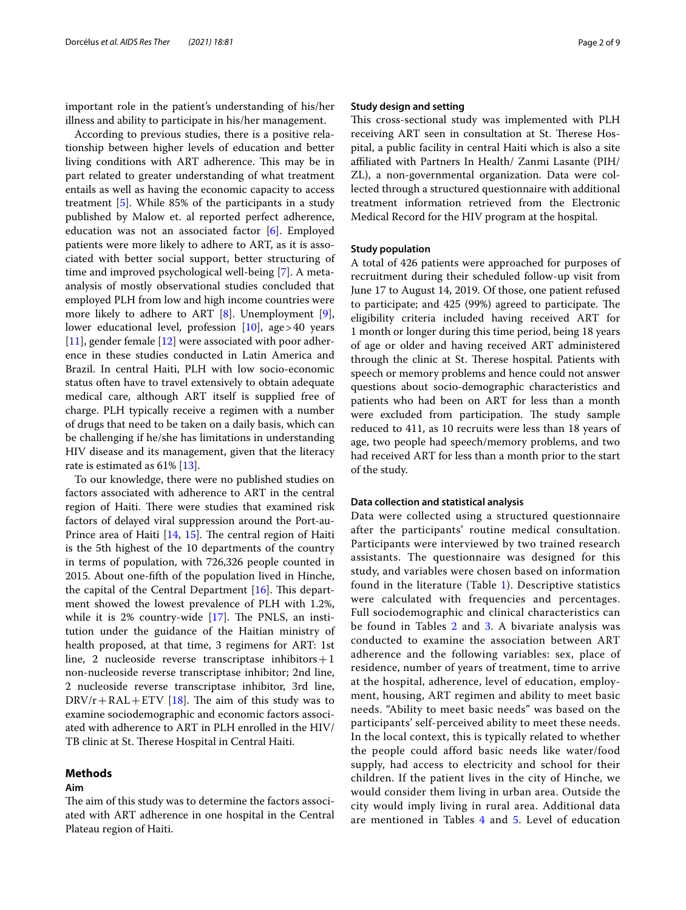important role in the patient's understanding of his/her illness and ability to participate in his/her management.

According to previous studies, there is a positive relationship between higher levels of education and better living conditions with ART adherence. This may be in part related to greater understanding of what treatment entails as well as having the economic capacity to access treatment [5]. While 85% of the participants in a study published by Malow et. al reported perfect adherence, education was not an associated factor [6]. Employed patients were more likely to adhere to ART, as it is associated with better social support, better structuring of time and improved psychological well-being [7]. A meta-analysis of mostly observational studies concluded that employed PLH from low and high income countries were more likely to adhere to ART [8]. Unemployment [9], lower educational level, profession [10], age > 40 years [11], gender female [12] were associated with poor adherence in these studies conducted in Latin America and Brazil. In central Haiti, PLH with low socio-economic status often have to travel extensively to obtain adequate medical care, although ART itself is supplied free of charge. PLH typically receive a regimen with a number of drugs that need to be taken on a daily basis, which can be challenging if he/she has limitations in understanding HIV disease and its management, given that the literacy rate is estimated as 61% [13].

To our knowledge, there were no published studies on factors associated with adherence to ART in the central region of Haiti. There were studies that examined risk factors of delayed viral suppression around the Port-au-Prince area of Haiti [14, 15]. The central region of Haiti is the 5th highest of the 10 departments of the country in terms of population, with 726,326 people counted in 2015. About one-fifth of the population lived in Hinche, the capital of the Central Department [16]. This department showed the lowest prevalence of PLH with 1.2%, while it is 2% country-wide [17]. The PNLS, an institution under the guidance of the Haitian ministry of health proposed, at that time, 3 regimens for ART: 1st line, 2 nucleoside reverse transcriptase inhibitors + 1 non-nucleoside reverse transcriptase inhibitor; 2nd line, 2 nucleoside reverse transcriptase inhibitor, 3rd line, DRV/r + RAL + ETV [18]. The aim of this study was to examine sociodemographic and economic factors associated with adherence to ART in PLH enrolled in the HIV/TB clinic at St. Therese Hospital in Central Haiti.

## Methods

### Aim

The aim of this study was to determine the factors associated with ART adherence in one hospital in the Central Plateau region of Haiti.

### Study design and setting

This cross-sectional study was implemented with PLH receiving ART seen in consultation at St. Therese Hospital, a public facility in central Haiti which is also a site affiliated with Partners In Health/ Zanmi Lasante (PIH/ZL), a non-governmental organization. Data were collected through a structured questionnaire with additional treatment information retrieved from the Electronic Medical Record for the HIV program at the hospital.

### Study population

A total of 426 patients were approached for purposes of recruitment during their scheduled follow-up visit from June 17 to August 14, 2019. Of those, one patient refused to participate; and 425 (99%) agreed to participate. The eligibility criteria included having received ART for 1 month or longer during this time period, being 18 years of age or older and having received ART administered through the clinic at St. Therese hospital. Patients with speech or memory problems and hence could not answer questions about socio-demographic characteristics and patients who had been on ART for less than a month were excluded from participation. The study sample reduced to 411, as 10 recruits were less than 18 years of age, two people had speech/memory problems, and two had received ART for less than a month prior to the start of the study.

### Data collection and statistical analysis

Data were collected using a structured questionnaire after the participants' routine medical consultation. Participants were interviewed by two trained research assistants. The questionnaire was designed for this study, and variables were chosen based on information found in the literature (Table 1). Descriptive statistics were calculated with frequencies and percentages. Full sociodemographic and clinical characteristics can be found in Tables 2 and 3. A bivariate analysis was conducted to examine the association between ART adherence and the following variables: sex, place of residence, number of years of treatment, time to arrive at the hospital, adherence, level of education, employment, housing, ART regimen and ability to meet basic needs. "Ability to meet basic needs" was based on the participants' self-perceived ability to meet these needs. In the local context, this is typically related to whether the people could afford basic needs like water/food supply, had access to electricity and school for their children. If the patient lives in the city of Hinche, we would consider them living in urban area. Outside the city would imply living in rural area. Additional data are mentioned in Tables 4 and 5. Level of education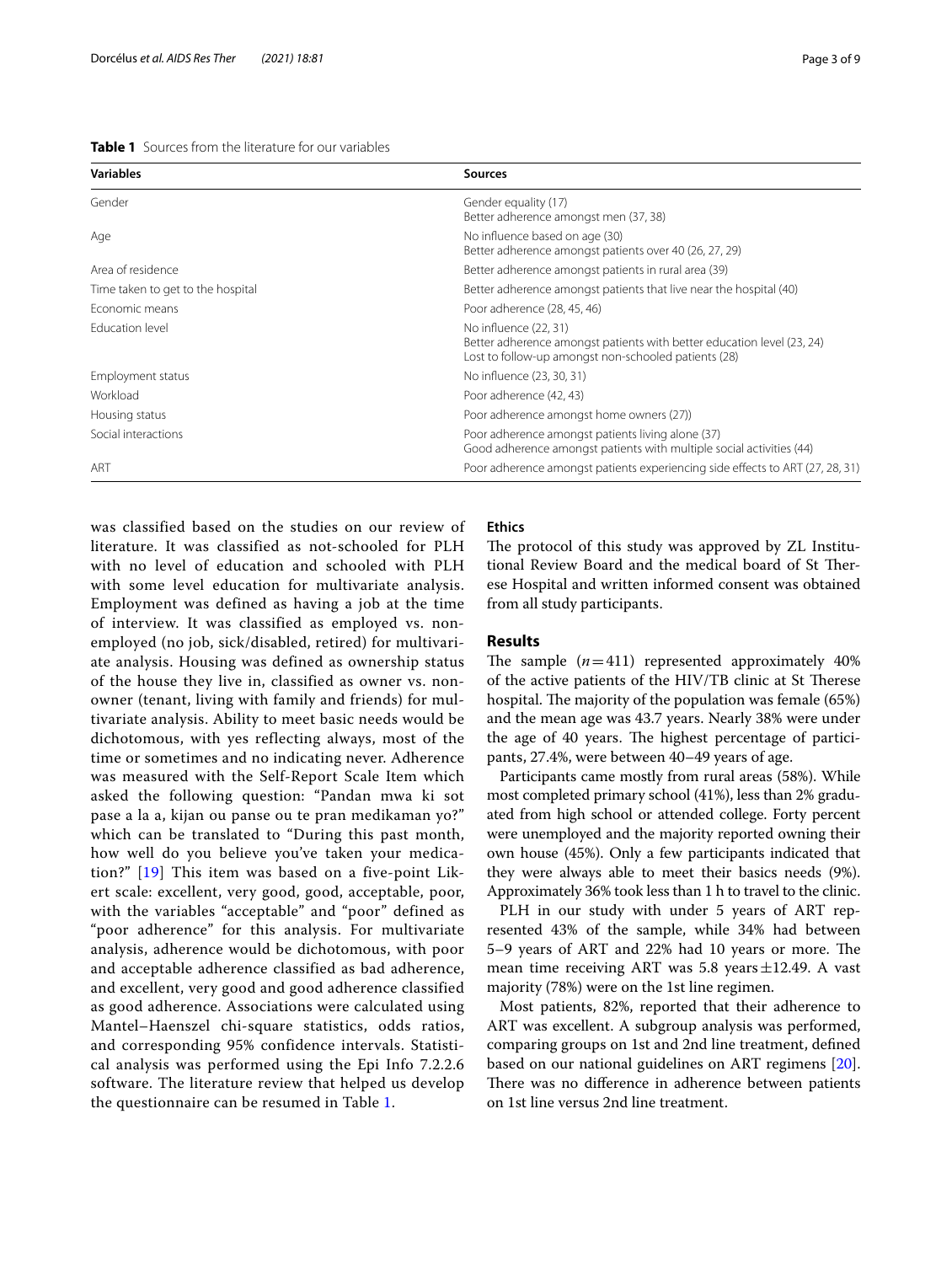**Table 1** Sources from the literature for our variables

| Variables | Sources |
|---|---|
| Gender | Gender equality (17)<br>Better adherence amongst men (37, 38) |
| Age | No influence based on age (30)<br>Better adherence amongst patients over 40 (26, 27, 29) |
| Area of residence | Better adherence amongst patients in rural area (39) |
| Time taken to get to the hospital | Better adherence amongst patients that live near the hospital (40) |
| Economic means | Poor adherence (28, 45, 46) |
| Education level | No influence (22, 31)<br>Better adherence amongst patients with better education level (23, 24)<br>Lost to follow-up amongst non-schooled patients (28) |
| Employment status | No influence (23, 30, 31) |
| Workload | Poor adherence (42, 43) |
| Housing status | Poor adherence amongst home owners (27)) |
| Social interactions | Poor adherence amongst patients living alone (37)<br>Good adherence amongst patients with multiple social activities (44) |
| ART | Poor adherence amongst patients experiencing side effects to ART (27, 28, 31) |

was classified based on the studies on our review of literature. It was classified as not-schooled for PLH with no level of education and schooled with PLH with some level education for multivariate analysis. Employment was defined as having a job at the time of interview. It was classified as employed vs. non-employed (no job, sick/disabled, retired) for multivariate analysis. Housing was defined as ownership status of the house they live in, classified as owner vs. non-owner (tenant, living with family and friends) for multivariate analysis. Ability to meet basic needs would be dichotomous, with yes reflecting always, most of the time or sometimes and no indicating never. Adherence was measured with the Self-Report Scale Item which asked the following question: "Pandan mwa ki sot pase a la a, kijan ou panse ou te pran medikaman yo?" which can be translated to "During this past month, how well do you believe you've taken your medication?" [19] This item was based on a five-point Likert scale: excellent, very good, good, acceptable, poor, with the variables "acceptable" and "poor" defined as "poor adherence" for this analysis. For multivariate analysis, adherence would be dichotomous, with poor and acceptable adherence classified as bad adherence, and excellent, very good and good adherence classified as good adherence. Associations were calculated using Mantel–Haenszel chi-square statistics, odds ratios, and corresponding 95% confidence intervals. Statistical analysis was performed using the Epi Info 7.2.2.6 software. The literature review that helped us develop the questionnaire can be resumed in Table 1.

### Ethics

The protocol of this study was approved by ZL Institutional Review Board and the medical board of St Therese Hospital and written informed consent was obtained from all study participants.

## Results

The sample ($n = 411$) represented approximately 40% of the active patients of the HIV/TB clinic at St Therese hospital. The majority of the population was female (65%) and the mean age was 43.7 years. Nearly 38% were under the age of 40 years. The highest percentage of participants, 27.4%, were between 40–49 years of age.

Participants came mostly from rural areas (58%). While most completed primary school (41%), less than 2% graduated from high school or attended college. Forty percent were unemployed and the majority reported owning their own house (45%). Only a few participants indicated that they were always able to meet their basics needs (9%). Approximately 36% took less than 1 h to travel to the clinic.

PLH in our study with under 5 years of ART represented 43% of the sample, while 34% had between 5–9 years of ART and 22% had 10 years or more. The mean time receiving ART was 5.8 years $\pm$12.49. A vast majority (78%) were on the 1st line regimen.

Most patients, 82%, reported that their adherence to ART was excellent. A subgroup analysis was performed, comparing groups on 1st and 2nd line treatment, defined based on our national guidelines on ART regimens [20]. There was no difference in adherence between patients on 1st line versus 2nd line treatment.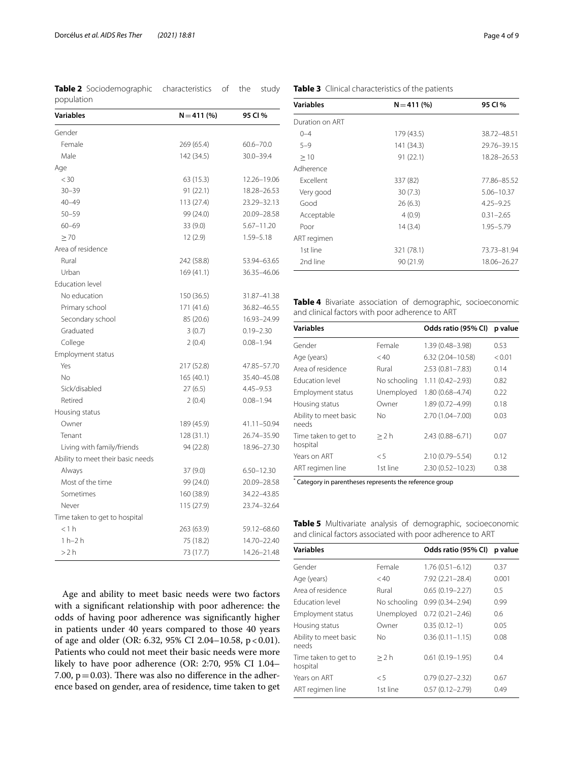**Table 2** Sociodemographic characteristics of the study population

| Variables | N = 411 (%) | 95 CI % |
|---|---|---|
| Gender | | |
| Female | 269 (65.4) | 60.6–70.0 |
| Male | 142 (34.5) | 30.0–39.4 |
| Age | | |
| < 30 | 63 (15.3) | 12.26–19.06 |
| 30–39 | 91 (22.1) | 18.28–26.53 |
| 40–49 | 113 (27.4) | 23.29–32.13 |
| 50–59 | 99 (24.0) | 20.09–28.58 |
| 60–69 | 33 (9.0) | 5.67–11.20 |
| ≥ 70 | 12 (2.9) | 1.59–5.18 |
| Area of residence | | |
| Rural | 242 (58.8) | 53.94–63.65 |
| Urban | 169 (41.1) | 36.35–46.06 |
| Education level | | |
| No education | 150 (36.5) | 31.87–41.38 |
| Primary school | 171 (41.6) | 36.82–46.55 |
| Secondary school | 85 (20.6) | 16.93–24.99 |
| Graduated | 3 (0.7) | 0.19–2.30 |
| College | 2 (0.4) | 0.08–1.94 |
| Employment status | | |
| Yes | 217 (52.8) | 47.85–57.70 |
| No | 165 (40.1) | 35.40–45.08 |
| Sick/disabled | 27 (6.5) | 4.45–9.53 |
| Retired | 2 (0.4) | 0.08–1.94 |
| Housing status | | |
| Owner | 189 (45.9) | 41.11–50.94 |
| Tenant | 128 (31.1) | 26.74–35.90 |
| Living with family/friends | 94 (22.8) | 18.96–27.30 |
| Ability to meet their basic needs | | |
| Always | 37 (9.0) | 6.50–12.30 |
| Most of the time | 99 (24.0) | 20.09–28.58 |
| Sometimes | 160 (38.9) | 34.22–43.85 |
| Never | 115 (27.9) | 23.74–32.64 |
| Time taken to get to hospital | | |
| < 1 h | 263 (63.9) | 59.12–68.60 |
| 1 h–2 h | 75 (18.2) | 14.70–22.40 |
| > 2 h | 73 (17.7) | 14.26–21.48 |

Age and ability to meet basic needs were two factors with a significant relationship with poor adherence: the odds of having poor adherence was significantly higher in patients under 40 years compared to those 40 years of age and older (OR: 6.32, 95% CI 2.04–10.58, $p < 0.01$). Patients who could not meet their basic needs were more likely to have poor adherence (OR: 2:70, 95% CI 1.04–7.00, $p = 0.03$). There was also no difference in the adherence based on gender, area of residence, time taken to get

**Table 3** Clinical characteristics of the patients

| Variables | N = 411 (%) | 95 CI % |
|---|---|---|
| Duration on ART | | |
| 0–4 | 179 (43.5) | 38.72–48.51 |
| 5–9 | 141 (34.3) | 29.76–39.15 |
| ≥ 10 | 91 (22.1) | 18.28–26.53 |
| Adherence | | |
| Excellent | 337 (82) | 77.86–85.52 |
| Very good | 30 (7.3) | 5.06–10.37 |
| Good | 26 (6.3) | 4.25–9.25 |
| Acceptable | 4 (0.9) | 0.31–2.65 |
| Poor | 14 (3.4) | 1.95–5.79 |
| ART regimen | | |
| 1st line | 321 (78.1) | 73.73–81.94 |
| 2nd line | 90 (21.9) | 18.06–26.27 |

**Table 4** Bivariate association of demographic, socioeconomic and clinical factors with poor adherence to ART

| Variables | | Odds ratio (95% CI) | p value |
|---|---|---|---|
| Gender | Female | 1.39 (0.48–3.98) | 0.53 |
| Age (years) | < 40 | 6.32 (2.04–10.58) | < 0.01 |
| Area of residence | Rural | 2.53 (0.81–7.83) | 0.14 |
| Education level | No schooling | 1.11 (0.42–2.93) | 0.82 |
| Employment status | Unemployed | 1.80 (0.68–4.74) | 0.22 |
| Housing status | Owner | 1.89 (0.72–4.99) | 0.18 |
| Ability to meet basic needs | No | 2.70 (1.04–7.00) | 0.03 |
| Time taken to get to hospital | ≥ 2 h | 2.43 (0.88–6.71) | 0.07 |
| Years on ART | < 5 | 2.10 (0.79–5.54) | 0.12 |
| ART regimen line | 1st line | 2.30 (0.52–10.23) | 0.38 |

[*] Category in parentheses represents the reference group

**Table 5** Multivariate analysis of demographic, socioeconomic and clinical factors associated with poor adherence to ART

| Variables | | Odds ratio (95% CI) | p value |
|---|---|---|---|
| Gender | Female | 1.76 (0.51–6.12) | 0.37 |
| Age (years) | < 40 | 7.92 (2.21–28.4) | 0.001 |
| Area of residence | Rural | 0.65 (0.19–2.27) | 0.5 |
| Education level | No schooling | 0.99 (0.34–2.94) | 0.99 |
| Employment status | Unemployed | 0.72 (0.21–2.46) | 0.6 |
| Housing status | Owner | 0.35 (0.12–1) | 0.05 |
| Ability to meet basic needs | No | 0.36 (0.11–1.15) | 0.08 |
| Time taken to get to hospital | ≥ 2 h | 0.61 (0.19–1.95) | 0.4 |
| Years on ART | < 5 | 0.79 (0.27–2.32) | 0.67 |
| ART regimen line | 1st line | 0.57 (0.12–2.79) | 0.49 |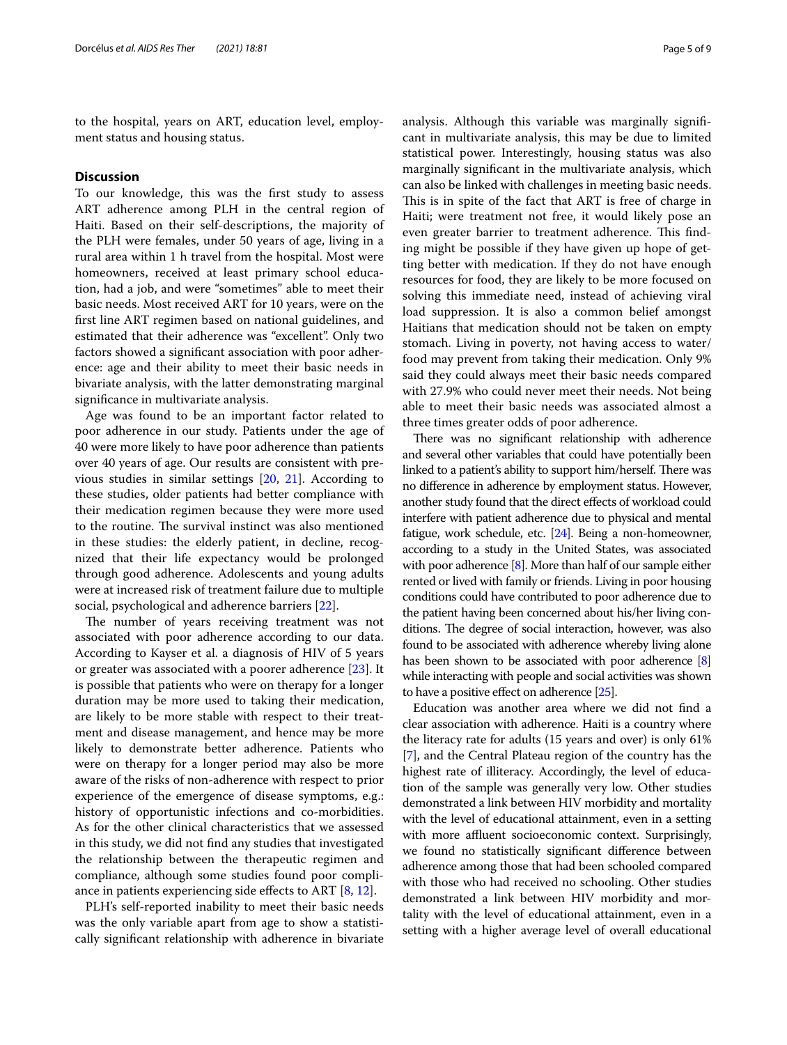to the hospital, years on ART, education level, employment status and housing status.

## Discussion

To our knowledge, this was the first study to assess ART adherence among PLH in the central region of Haiti. Based on their self-descriptions, the majority of the PLH were females, under 50 years of age, living in a rural area within 1 h travel from the hospital. Most were homeowners, received at least primary school education, had a job, and were "sometimes" able to meet their basic needs. Most received ART for 10 years, were on the first line ART regimen based on national guidelines, and estimated that their adherence was "excellent". Only two factors showed a significant association with poor adherence: age and their ability to meet their basic needs in bivariate analysis, with the latter demonstrating marginal significance in multivariate analysis.

Age was found to be an important factor related to poor adherence in our study. Patients under the age of 40 were more likely to have poor adherence than patients over 40 years of age. Our results are consistent with previous studies in similar settings [20, 21]. According to these studies, older patients had better compliance with their medication regimen because they were more used to the routine. The survival instinct was also mentioned in these studies: the elderly patient, in decline, recognized that their life expectancy would be prolonged through good adherence. Adolescents and young adults were at increased risk of treatment failure due to multiple social, psychological and adherence barriers [22].

The number of years receiving treatment was not associated with poor adherence according to our data. According to Kayser et al. a diagnosis of HIV of 5 years or greater was associated with a poorer adherence [23]. It is possible that patients who were on therapy for a longer duration may be more used to taking their medication, are likely to be more stable with respect to their treatment and disease management, and hence may be more likely to demonstrate better adherence. Patients who were on therapy for a longer period may also be more aware of the risks of non-adherence with respect to prior experience of the emergence of disease symptoms, e.g.: history of opportunistic infections and co-morbidities. As for the other clinical characteristics that we assessed in this study, we did not find any studies that investigated the relationship between the therapeutic regimen and compliance, although some studies found poor compliance in patients experiencing side effects to ART [8, 12].

PLH's self-reported inability to meet their basic needs was the only variable apart from age to show a statistically significant relationship with adherence in bivariate analysis. Although this variable was marginally significant in multivariate analysis, this may be due to limited statistical power. Interestingly, housing status was also marginally significant in the multivariate analysis, which can also be linked with challenges in meeting basic needs. This is in spite of the fact that ART is free of charge in Haiti; were treatment not free, it would likely pose an even greater barrier to treatment adherence. This finding might be possible if they have given up hope of getting better with medication. If they do not have enough resources for food, they are likely to be more focused on solving this immediate need, instead of achieving viral load suppression. It is also a common belief amongst Haitians that medication should not be taken on empty stomach. Living in poverty, not having access to water/food may prevent from taking their medication. Only 9% said they could always meet their basic needs compared with 27.9% who could never meet their needs. Not being able to meet their basic needs was associated almost a three times greater odds of poor adherence.

There was no significant relationship with adherence and several other variables that could have potentially been linked to a patient's ability to support him/herself. There was no difference in adherence by employment status. However, another study found that the direct effects of workload could interfere with patient adherence due to physical and mental fatigue, work schedule, etc. [24]. Being a non-homeowner, according to a study in the United States, was associated with poor adherence [8]. More than half of our sample either rented or lived with family or friends. Living in poor housing conditions could have contributed to poor adherence due to the patient having been concerned about his/her living conditions. The degree of social interaction, however, was also found to be associated with adherence whereby living alone has been shown to be associated with poor adherence [8] while interacting with people and social activities was shown to have a positive effect on adherence [25].

Education was another area where we did not find a clear association with adherence. Haiti is a country where the literacy rate for adults (15 years and over) is only 61% [7], and the Central Plateau region of the country has the highest rate of illiteracy. Accordingly, the level of education of the sample was generally very low. Other studies demonstrated a link between HIV morbidity and mortality with the level of educational attainment, even in a setting with more affluent socioeconomic context. Surprisingly, we found no statistically significant difference between adherence among those that had been schooled compared with those who had received no schooling. Other studies demonstrated a link between HIV morbidity and mortality with the level of educational attainment, even in a setting with a higher average level of overall educational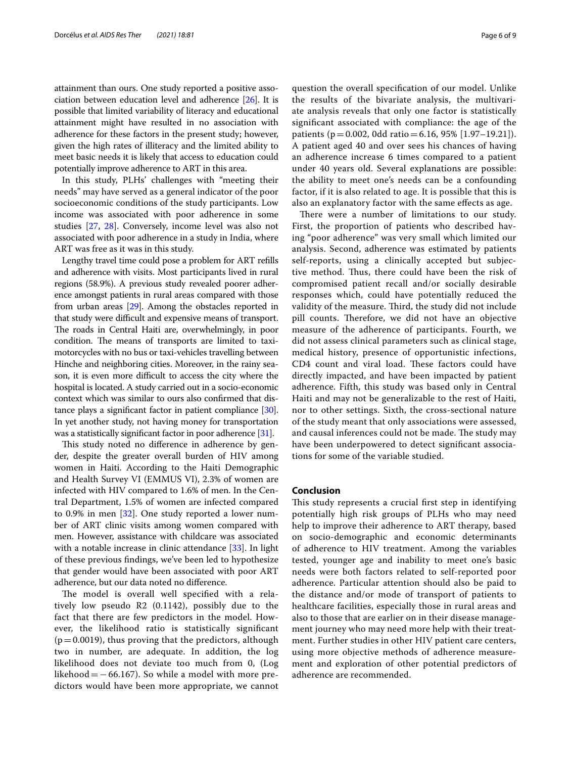attainment than ours. One study reported a positive association between education level and adherence [26]. It is possible that limited variability of literacy and educational attainment might have resulted in no association with adherence for these factors in the present study; however, given the high rates of illiteracy and the limited ability to meet basic needs it is likely that access to education could potentially improve adherence to ART in this area.

In this study, PLHs' challenges with "meeting their needs" may have served as a general indicator of the poor socioeconomic conditions of the study participants. Low income was associated with poor adherence in some studies [27, 28]. Conversely, income level was also not associated with poor adherence in a study in India, where ART was free as it was in this study.

Lengthy travel time could pose a problem for ART refills and adherence with visits. Most participants lived in rural regions (58.9%). A previous study revealed poorer adherence amongst patients in rural areas compared with those from urban areas [29]. Among the obstacles reported in that study were difficult and expensive means of transport. The roads in Central Haiti are, overwhelmingly, in poor condition. The means of transports are limited to taxi-motorcycles with no bus or taxi-vehicles travelling between Hinche and neighboring cities. Moreover, in the rainy season, it is even more difficult to access the city where the hospital is located. A study carried out in a socio-economic context which was similar to ours also confirmed that distance plays a significant factor in patient compliance [30]. In yet another study, not having money for transportation was a statistically significant factor in poor adherence [31].

This study noted no difference in adherence by gender, despite the greater overall burden of HIV among women in Haiti. According to the Haiti Demographic and Health Survey VI (EMMUS VI), 2.3% of women are infected with HIV compared to 1.6% of men. In the Central Department, 1.5% of women are infected compared to 0.9% in men [32]. One study reported a lower number of ART clinic visits among women compared with men. However, assistance with childcare was associated with a notable increase in clinic attendance [33]. In light of these previous findings, we've been led to hypothesize that gender would have been associated with poor ART adherence, but our data noted no difference.

The model is overall well specified with a relatively low pseudo R2 (0.1142), possibly due to the fact that there are few predictors in the model. However, the likelihood ratio is statistically significant ($p = 0.0019$), thus proving that the predictors, although two in number, are adequate. In addition, the log likelihood does not deviate too much from 0, (Log likehood = −66.167). So while a model with more predictors would have been more appropriate, we cannot question the overall specification of our model. Unlike the results of the bivariate analysis, the multivariate analysis reveals that only one factor is statistically significant associated with compliance: the age of the patients ($p = 0.002$, 0dd ratio = 6.16, 95% [1.97–19.21]). A patient aged 40 and over sees his chances of having an adherence increase 6 times compared to a patient under 40 years old. Several explanations are possible: the ability to meet one's needs can be a confounding factor, if it is also related to age. It is possible that this is also an explanatory factor with the same effects as age.

There were a number of limitations to our study. First, the proportion of patients who described having "poor adherence" was very small which limited our analysis. Second, adherence was estimated by patients self-reports, using a clinically accepted but subjective method. Thus, there could have been the risk of compromised patient recall and/or socially desirable responses which, could have potentially reduced the validity of the measure. Third, the study did not include pill counts. Therefore, we did not have an objective measure of the adherence of participants. Fourth, we did not assess clinical parameters such as clinical stage, medical history, presence of opportunistic infections, CD4 count and viral load. These factors could have directly impacted, and have been impacted by patient adherence. Fifth, this study was based only in Central Haiti and may not be generalizable to the rest of Haiti, nor to other settings. Sixth, the cross-sectional nature of the study meant that only associations were assessed, and causal inferences could not be made. The study may have been underpowered to detect significant associations for some of the variable studied.

## Conclusion

This study represents a crucial first step in identifying potentially high risk groups of PLHs who may need help to improve their adherence to ART therapy, based on socio-demographic and economic determinants of adherence to HIV treatment. Among the variables tested, younger age and inability to meet one's basic needs were both factors related to self-reported poor adherence. Particular attention should also be paid to the distance and/or mode of transport of patients to healthcare facilities, especially those in rural areas and also to those that are earlier on in their disease management journey who may need more help with their treatment. Further studies in other HIV patient care centers, using more objective methods of adherence measurement and exploration of other potential predictors of adherence are recommended.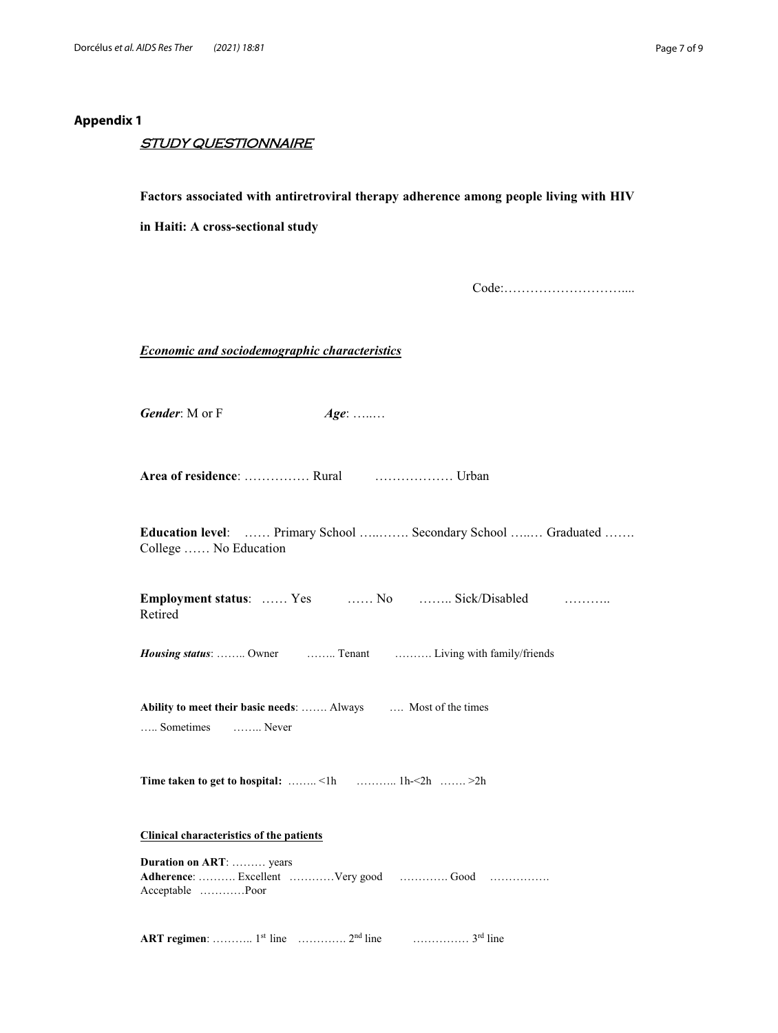## Appendix 1

STUDY QUESTIONNAIRE

**Factors associated with antiretroviral therapy adherence among people living with HIV in Haiti: A cross-sectional study**

Code:…………………………....

***Economic and sociodemographic characteristics***

***Gender***: M or F ***Age***: …..…

**Area of residence**: …………… Rural ……………… Urban

**Education level**: …… Primary School …..……. Secondary School …..… Graduated ……. College …… No Education

**Employment status**: …… Yes …… No …….. Sick/Disabled ……….. Retired

***Housing status***: …….. Owner …….. Tenant ………. Living with family/friends

**Ability to meet their basic needs**: ……. Always …. Most of the times ….. Sometimes …….. Never

**Time taken to get to hospital:** …….. <1h ……….. 1h-<2h ……. >2h

**Clinical characteristics of the patients**

**Duration on ART**: ……… years
**Adherence**: ………. Excellent …………Very good …………. Good ……………. Acceptable …………Poor

**ART regimen**: ……….. 1st line …………. 2nd line …………… 3rd line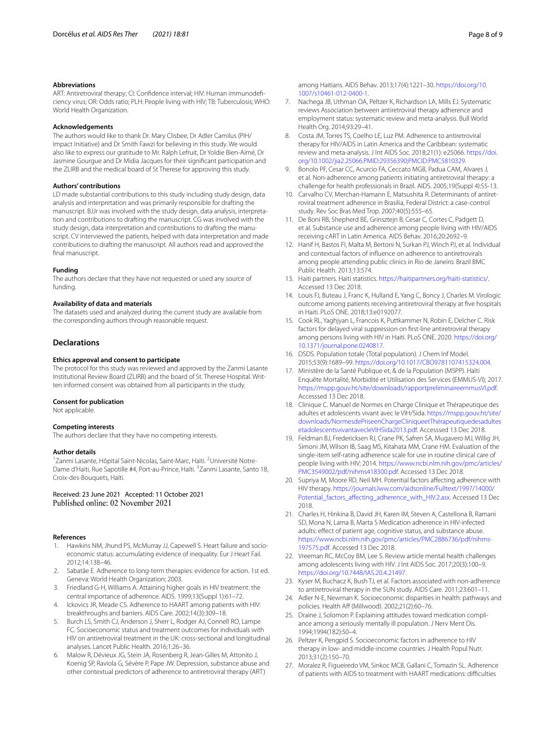#### Abbreviations

ART: Antiretroviral therapy; CI: Confidence interval; HIV: Human immunodeficiency virus; OR: Odds ratio; PLH: People living with HIV; TB: Tuberculosis; WHO: World Health Organization.

#### Acknowledgements

The authors would like to thank Dr. Mary Clisbee, Dr Adler Camilus (PIH/ Impact Initiative) and Dr Smith Fawzi for believing in this study. We would also like to express our gratitude to Mr. Ralph Lefruit, Dr Yoldie Bien-Aimé, Dr Jasmine Gourgue and Dr Midia Jacques for their significant participation and the ZLIRB and the medical board of St Therese for approving this study.

#### Authors' contributions

LD made substantial contributions to this study including study design, data analysis and interpretation and was primarily responsible for drafting the manuscript. BJJr was involved with the study design, data analysis, interpretation and contributions to drafting the manuscript. CG was involved with the study design, data interpretation and contributions to drafting the manuscript. CV interviewed the patients, helped with data interpretation and made contributions to drafting the manuscript. All authors read and approved the final manuscript.

#### Funding

The authors declare that they have not requested or used any source of funding.

#### Availability of data and materials

The datasets used and analyzed during the current study are available from the corresponding authors through reasonable request.

## Declarations

#### Ethics approval and consent to participate

The protocol for this study was reviewed and approved by the Zanmi Lasante Institutional Review Board (ZLIRB) and the board of St. Therese Hospital. Written informed consent was obtained from all participants in the study.

#### Consent for publication

Not applicable.

#### Competing interests

The authors declare that they have no competing interests.

#### Author details

[1]Zanmi Lasante, Hôpital Saint-Nicolas, Saint-Marc, Haïti. [2]Université Notre-Dame d'Haïti, Rue Sapotille #4, Port-au-Prince, Haïti. [3]Zanmi Lasante, Santo 18, Croix-des-Bouquets, Haïti.

Received: 23 June 2021 Accepted: 11 October 2021
Published online: 02 November 2021

#### References

1. Hawkins NM, Jhund PS, McMurray JJ, Capewell S. Heart failure and socioeconomic status: accumulating evidence of inequality. Eur J Heart Fail. 2012;14:138–46.
2. Sabatâe E. Adherence to long-term therapies: evidence for action. 1st ed. Geneva: World Health Organization; 2003.
3. Friedland G-H, Williams A. Attaining higher goals in HIV treatment: the central importance of adherence. AIDS. 1999;13(Suppl 1):61–72.
4. Ickovics JR, Meade CS. Adherence to HAART among patients with HIV: breakthroughs and barriers. AIDS Care. 2002;14(3):309–18.
5. Burch LS, Smith CJ, Anderson J, Sherr L, Rodger AJ, Connell RO, Lampe FC. Socioeconomic status and treatment outcomes for individuals with HIV on antiretroviral treatment in the UK: cross-sectional and longitudinal analyses. Lancet Public Health. 2016;1:26–36.
6. Malow R, Dévieux JG, Stein JA, Rosenberg R, Jean-Gilles M, Attonito J, Koenig SP, Raviola G, Sévère P, Pape JW. Depression, substance abuse and other contextual predictors of adherence to antiretroviral therapy (ART) among Haitians. AIDS Behav. 2013;17(4):1221–30. https://doi.org/10.1007/s10461-012-0400-1.
7. Nachega JB, Uthman OA, Peltzer K, Richardson LA, Mills EJ. Systematic reviews Association between antiretroviral therapy adherence and employment status: systematic review and meta-analysis. Bull World Health Org. 2014;93:29–41.
8. Costa JM, Torres TS, Coelho LE, Luz PM. Adherence to antiretroviral therapy for HIV/AIDS in Latin America and the Caribbean: systematic review and meta-analysis. J Int AIDS Soc. 2018;21(1): e25066. https://doi.org/10.1002/jia2.25066.PMID:29356390;PMCID:PMC5810329.
9. Bonolo PF, Cesar CC, Acurcio FA, Ceccato MGB, Padua CAM, Alvares J, et al. Non-adherence among patients initiating antiretroviral therapy: a challenge for health professionals in Brazil. AIDS. 2005;19(Suppl 4):S5-13.
10. Carvalho CV, Merchan-Hamann E, Matsushita R. Determinants of antiretroviral treatment adherence in Brasilia, Federal District: a case-control study. Rev Soc Bras Med Trop. 2007;40(5):555–65.
11. De Boni RB, Shepherd BE, Grinsztejn B, Cesar C, Cortes C, Padgett D, et al. Substance use and adherence among people living with HIV/AIDS receiving cART in Latin America. AIDS Behav. 2016;20:2692–9.
12. Hanif H, Bastos FI, Malta M, Bertoni N, Surkan PJ, Winch PJ, et al. Individual and contextual factors of influence on adherence to antiretrovirals among people attending public clinics in Rio de Janeiro. Brazil BMC Public Health. 2013;13:574.
13. Haiti partners. Haiti statistics. https://haitipartners.org/haiti-statistics/. Accessed 13 Dec 2018.
14. Louis FJ, Buteau J, Franc K, Hulland E, Yang C, Boncy J, Charles M. Virologic outcome among patients receiving antiretroviral therapy at five hospitals in Haiti. PLoS ONE. 2018;13:e0192077.
15. Cook RL, Yaghjyan L, Francois K, Puttkammer N, Robin E, Delcher C. Risk factors for delayed viral suppression on first-line antiretroviral therapy among persons living with HIV in Haiti. PLoS ONE. 2020. https://doi.org/10.1371/journal.pone.0240817.
16. DSDS. Population totale (Total population). J Chem Inf Model. 2015;53(9):1689–99. https://doi.org/10.1017/CBO9781107415324.004.
17. Ministère de la Santé Publique et, & de la Population (MSPP). Haïti Enquête Mortalité, Morbidité et Utilisation des Services (EMMUS-VI); 2017. https://mspp.gouv.ht/site/downloads/rapportpreliminaireemmusVI.pdf. Accesssed 13 Dec 2018.
18. Clinique C. Manuel de Normes en Charge Clinique et Thérapeutique des adultes et adolescents vivant avec le VIH/Sida. https://mspp.gouv.ht/site/downloads/NormesdePriseenChargeCliniqueetThérapeutiquedesadultesetadolescentsvivantavecleVIHSida2013.pdf. Accesssed 13 Dec 2018.
19. Feldman BJ, Fredericksen RJ, Crane PK, Safren SA, Mugavero MJ, Willig JH, Simoni JM, Wilson IB, Saag MS, Kitahata MM, Crane HM. Evaluation of the single-item self-rating adherence scale for use in routine clinical care of people living with HIV; 2014. https://www.ncbi.nlm.nih.gov/pmc/articles/PMC3549002/pdf/nihms418300.pdf. Accessed 13 Dec 2018.
20. Supriya M, Moore RD, Neil MH. Potential factors affecting adherence with HIV therapy. https://journals.lww.com/aidsonline/Fulltext/1997/14000/Potential_factors_affecting_adherence_with_HIV.2.asx. Accessed 13 Dec 2018.
21. Charles H, Hinkina B, David JH, Karen IM, Steven A, Castellona B, Ramani SD, Mona N, Lama B, Marta S Medication adherence in HIV-infected adults: effect of patient age, cognitive status, and substance abuse. https://www.ncbi.nlm.nih.gov/pmc/articles/PMC2886736/pdf/nihms-197575.pdf. Accessed 13 Dec 2018.
22. Vreeman RC, McCoy BM, Lee S. Review article mental health challenges among adolescents living with HIV. J Int AIDS Soc. 2017;20(3):100–9. https://doi.org/10.7448/IAS.20.4.21497.
23. Kyser M, Buchacz K, Bush TJ, et al. Factors associated with non-adherence to antiretroviral therapy in the SUN study. AIDS Care. 2011;23:601–11.
24. Adler N-E, Newman K. Socioeconomic disparities in health: pathways and policies. Health Aff (Millwood). 2002;21(2):60–76.
25. Draine J, Solomon P. Explaining attitudes toward medication compliance among a seriously mentally ill population. J Nerv Ment Dis. 1994;1994(182):50–4.
26. Peltzer K, Pengpid S. Socioeconomic factors in adherence to HIV therapy in low- and middle-income countries. J Health Popul Nutr. 2013;31(2):150–70.
27. Moralez R, Figueiredo VM, Sinkoc MCB, Gallani C, Tomazin SL. Adherence of patients with AIDS to treatment with HAART medications: difficulties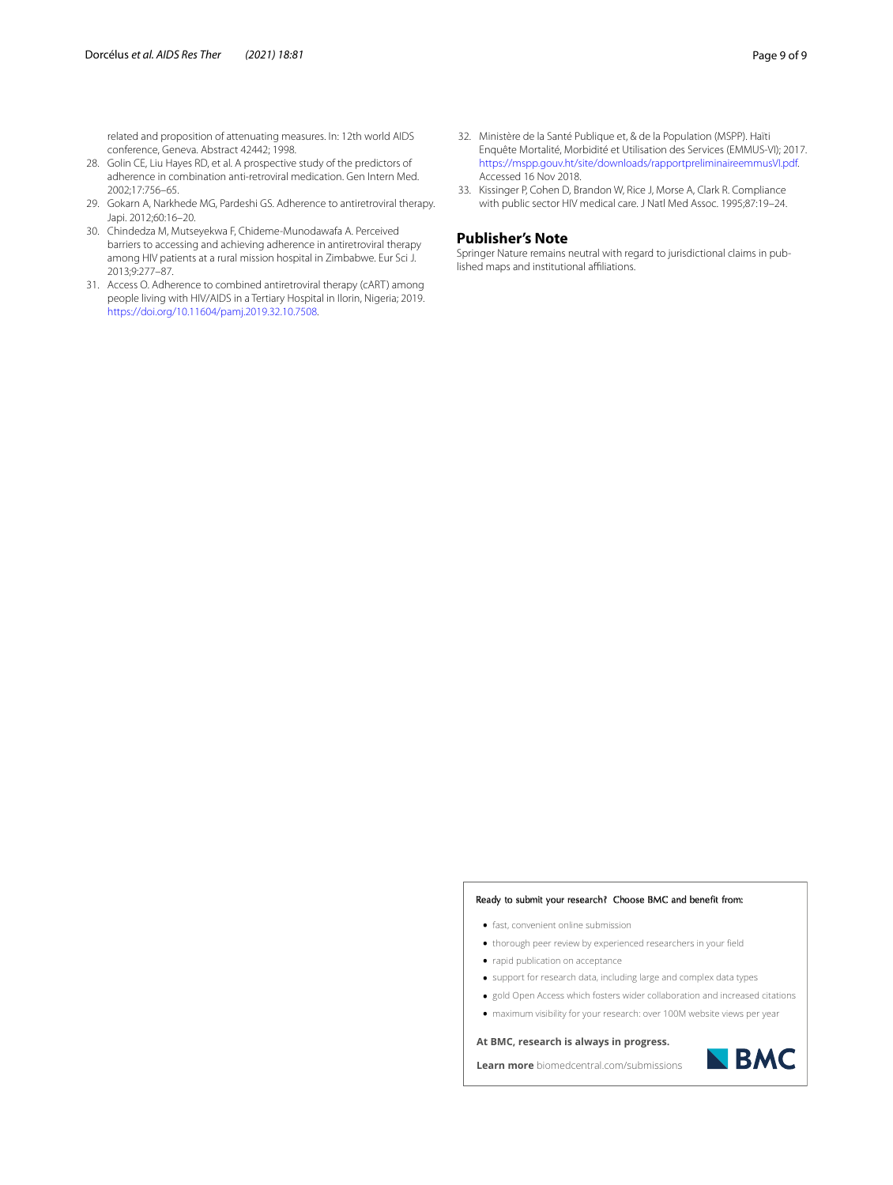related and proposition of attenuating measures. In: 12th world AIDS conference, Geneva. Abstract 42442; 1998.

28. Golin CE, Liu Hayes RD, et al. A prospective study of the predictors of adherence in combination anti-retroviral medication. Gen Intern Med. 2002;17:756–65.
29. Gokarn A, Narkhede MG, Pardeshi GS. Adherence to antiretroviral therapy. Japi. 2012;60:16–20.
30. Chindedza M, Mutseyekwa F, Chideme-Munodawafa A. Perceived barriers to accessing and achieving adherence in antiretroviral therapy among HIV patients at a rural mission hospital in Zimbabwe. Eur Sci J. 2013;9:277–87.
31. Access O. Adherence to combined antiretroviral therapy (cART) among people living with HIV/AIDS in a Tertiary Hospital in Ilorin, Nigeria; 2019. https://doi.org/10.11604/pamj.2019.32.10.7508.
32. Ministère de la Santé Publique et, & de la Population (MSPP). Haïti Enquête Mortalité, Morbidité et Utilisation des Services (EMMUS-VI); 2017. https://mspp.gouv.ht/site/downloads/rapportpreliminaireemmusVI.pdf. Accessed 16 Nov 2018.
33. Kissinger P, Cohen D, Brandon W, Rice J, Morse A, Clark R. Compliance with public sector HIV medical care. J Natl Med Assoc. 1995;87:19–24.

## Publisher's Note

Springer Nature remains neutral with regard to jurisdictional claims in published maps and institutional affiliations.

Ready to submit your research? Choose BMC and benefit from:

- fast, convenient online submission
- thorough peer review by experienced researchers in your field
- rapid publication on acceptance
- support for research data, including large and complex data types
- gold Open Access which fosters wider collaboration and increased citations
- maximum visibility for your research: over 100M website views per year

**At BMC, research is always in progress.**

**Learn more** biomedcentral.com/submissions